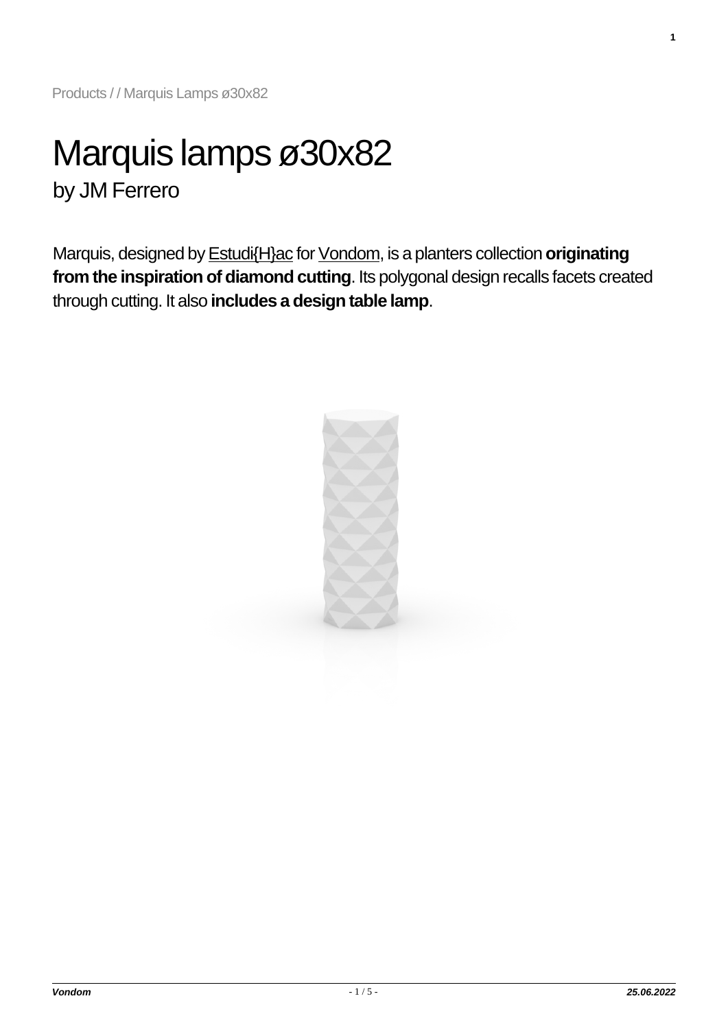Products / / Marquis Lamps ø30x82

# Marquis lamps ø30x82

by JM Ferrero

Marquis, designed by Estudi{H}ac for Vondom, is a planters collection **originating from the inspiration of diamond cutting**. Its polygonal design recalls facets created through cutting. It also **includes a design table lamp**.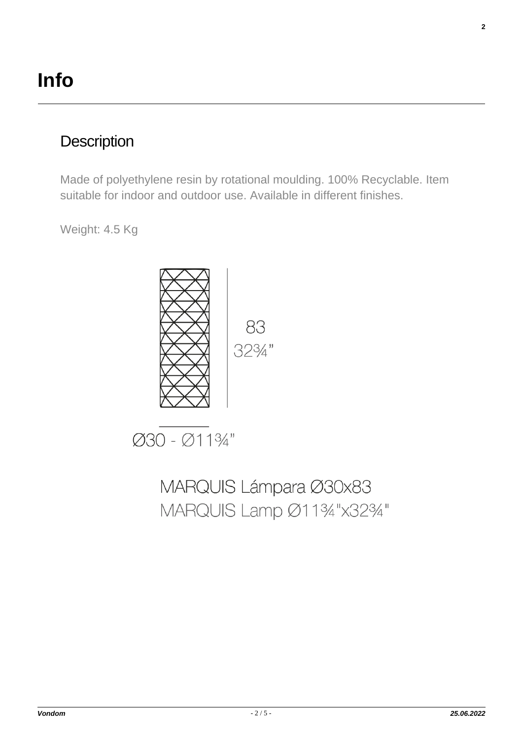# Info

## Description

Made of polyethylene resin by rotational moulding. 100% Recyclable. Item suitable for indoor and outdoor use. Available in different finishes.

Weight: 4.5 Kg

83
32¾"

Ø30 - Ø11¾"

MARQUIS Lámpara Ø30x83
MARQUIS Lamp Ø11¾"x32¾"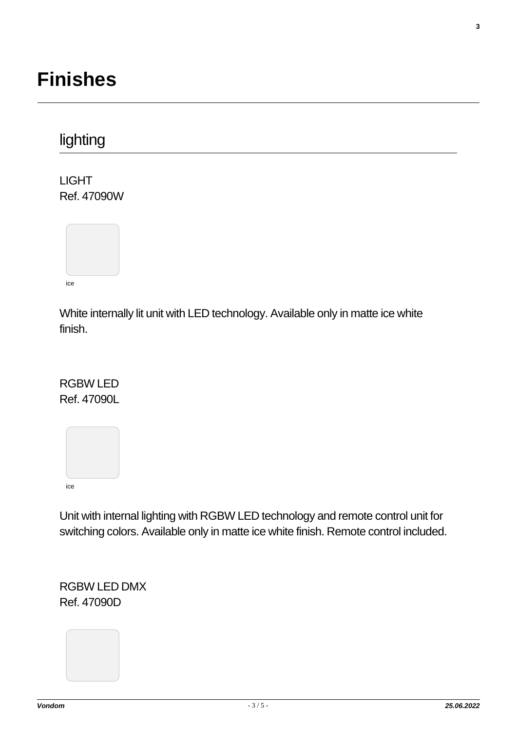# Finishes

## lighting

LIGHT
Ref. 47090W

ice

White internally lit unit with LED technology. Available only in matte ice white finish.

RGBW LED
Ref. 47090L

ice

Unit with internal lighting with RGBW LED technology and remote control unit for switching colors. Available only in matte ice white finish. Remote control included.

RGBW LED DMX
Ref. 47090D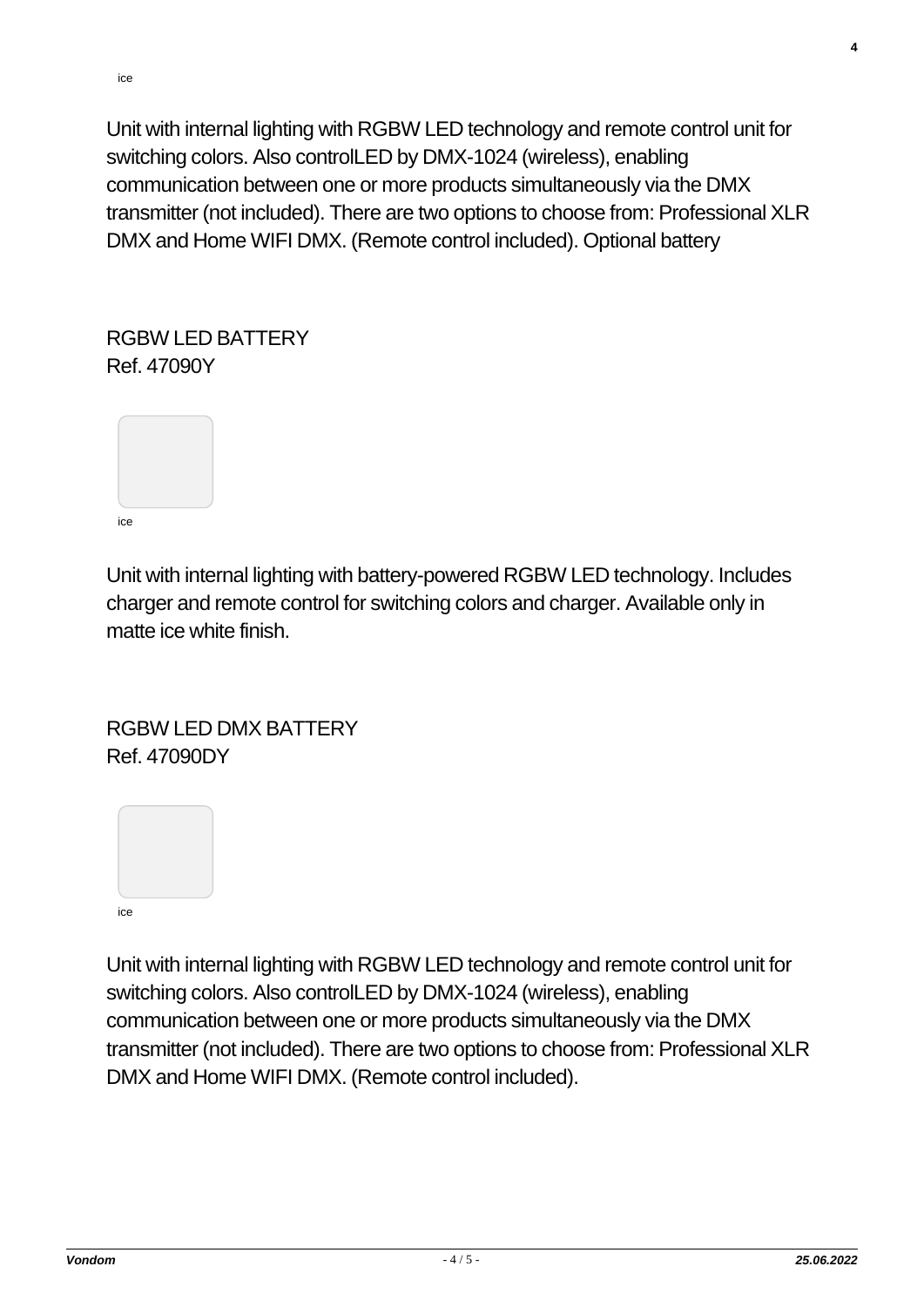ice

Unit with internal lighting with RGBW LED technology and remote control unit for switching colors. Also controlLED by DMX-1024 (wireless), enabling communication between one or more products simultaneously via the DMX transmitter (not included). There are two options to choose from: Professional XLR DMX and Home WIFI DMX. (Remote control included). Optional battery

RGBW LED BATTERY
Ref. 47090Y

ice

Unit with internal lighting with battery-powered RGBW LED technology. Includes charger and remote control for switching colors and charger. Available only in matte ice white finish.

RGBW LED DMX BATTERY
Ref. 47090DY

ice

Unit with internal lighting with RGBW LED technology and remote control unit for switching colors. Also controlLED by DMX-1024 (wireless), enabling communication between one or more products simultaneously via the DMX transmitter (not included). There are two options to choose from: Professional XLR DMX and Home WIFI DMX. (Remote control included).